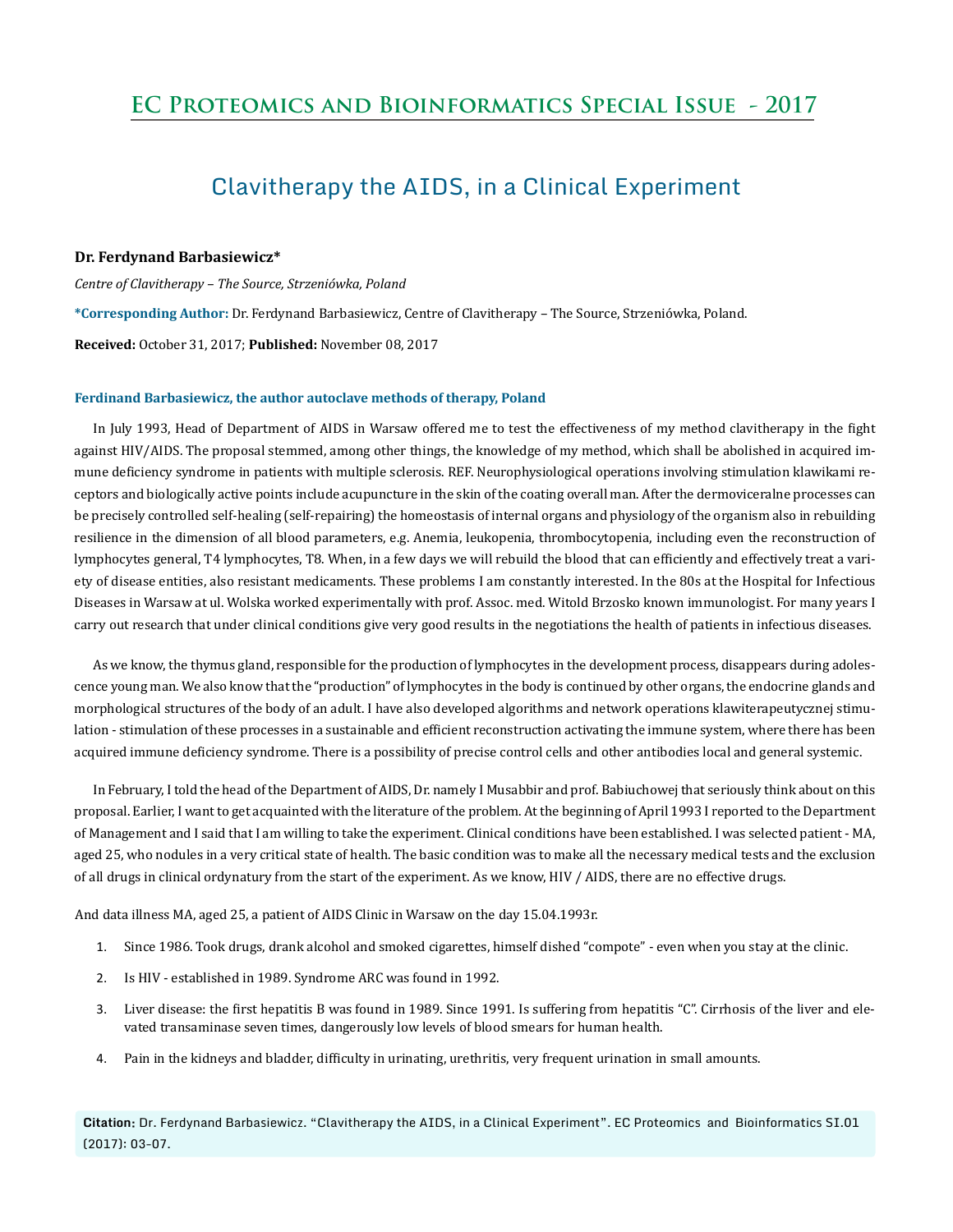# Clavitherapy the AIDS, in a Clinical Experiment

**Dr. Ferdynand Barbasiewicz***

*Centre of Clavitherapy – The Source, Strzeniówka, Poland*

***Corresponding Author:** Dr. Ferdynand Barbasiewicz, Centre of Clavitherapy – The Source, Strzeniówka, Poland.

**Received:** October 31, 2017; **Published:** November 08, 2017

### Ferdinand Barbasiewicz, the author autoclave methods of therapy, Poland

In July 1993, Head of Department of AIDS in Warsaw offered me to test the effectiveness of my method clavitherapy in the fight against HIV/AIDS. The proposal stemmed, among other things, the knowledge of my method, which shall be abolished in acquired immune deficiency syndrome in patients with multiple sclerosis. REF. Neurophysiological operations involving stimulation klawikami receptors and biologically active points include acupuncture in the skin of the coating overall man. After the dermoviceralne processes can be precisely controlled self-healing (self-repairing) the homeostasis of internal organs and physiology of the organism also in rebuilding resilience in the dimension of all blood parameters, e.g. Anemia, leukopenia, thrombocytopenia, including even the reconstruction of lymphocytes general, T4 lymphocytes, T8. When, in a few days we will rebuild the blood that can efficiently and effectively treat a variety of disease entities, also resistant medicaments. These problems I am constantly interested. In the 80s at the Hospital for Infectious Diseases in Warsaw at ul. Wolska worked experimentally with prof. Assoc. med. Witold Brzosko known immunologist. For many years I carry out research that under clinical conditions give very good results in the negotiations the health of patients in infectious diseases.

As we know, the thymus gland, responsible for the production of lymphocytes in the development process, disappears during adolescence young man. We also know that the "production" of lymphocytes in the body is continued by other organs, the endocrine glands and morphological structures of the body of an adult. I have also developed algorithms and network operations klawiterapeutycznej stimulation - stimulation of these processes in a sustainable and efficient reconstruction activating the immune system, where there has been acquired immune deficiency syndrome. There is a possibility of precise control cells and other antibodies local and general systemic.

In February, I told the head of the Department of AIDS, Dr. namely I Musabbir and prof. Babiuchowej that seriously think about on this proposal. Earlier, I want to get acquainted with the literature of the problem. At the beginning of April 1993 I reported to the Department of Management and I said that I am willing to take the experiment. Clinical conditions have been established. I was selected patient - MA, aged 25, who nodules in a very critical state of health. The basic condition was to make all the necessary medical tests and the exclusion of all drugs in clinical ordynatury from the start of the experiment. As we know, HIV / AIDS, there are no effective drugs.

And data illness MA, aged 25, a patient of AIDS Clinic in Warsaw on the day 15.04.1993r.

1. Since 1986. Took drugs, drank alcohol and smoked cigarettes, himself dished "compote" - even when you stay at the clinic.
2. Is HIV - established in 1989. Syndrome ARC was found in 1992.
3. Liver disease: the first hepatitis B was found in 1989. Since 1991. Is suffering from hepatitis "C". Cirrhosis of the liver and elevated transaminase seven times, dangerously low levels of blood smears for human health.
4. Pain in the kidneys and bladder, difficulty in urinating, urethritis, very frequent urination in small amounts.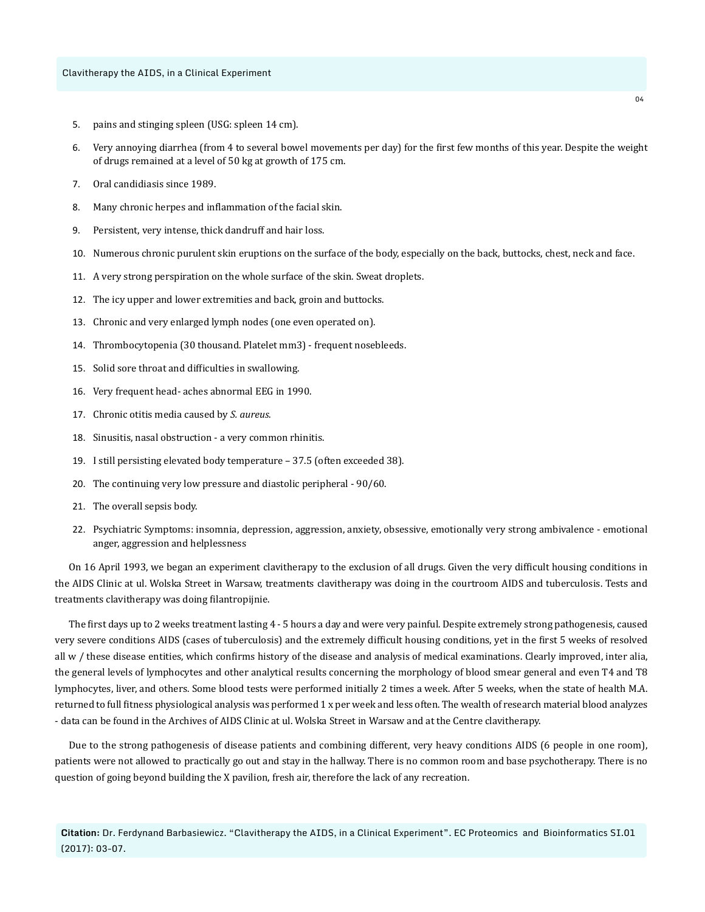5. pains and stinging spleen (USG: spleen 14 cm).
6. Very annoying diarrhea (from 4 to several bowel movements per day) for the first few months of this year. Despite the weight of drugs remained at a level of 50 kg at growth of 175 cm.
7. Oral candidiasis since 1989.
8. Many chronic herpes and inflammation of the facial skin.
9. Persistent, very intense, thick dandruff and hair loss.
10. Numerous chronic purulent skin eruptions on the surface of the body, especially on the back, buttocks, chest, neck and face.
11. A very strong perspiration on the whole surface of the skin. Sweat droplets.
12. The icy upper and lower extremities and back, groin and buttocks.
13. Chronic and very enlarged lymph nodes (one even operated on).
14. Thrombocytopenia (30 thousand. Platelet mm3) - frequent nosebleeds.
15. Solid sore throat and difficulties in swallowing.
16. Very frequent head- aches abnormal EEG in 1990.
17. Chronic otitis media caused by *S. aureus*.
18. Sinusitis, nasal obstruction - a very common rhinitis.
19. I still persisting elevated body temperature – 37.5 (often exceeded 38).
20. The continuing very low pressure and diastolic peripheral - 90/60.
21. The overall sepsis body.
22. Psychiatric Symptoms: insomnia, depression, aggression, anxiety, obsessive, emotionally very strong ambivalence - emotional anger, aggression and helplessness

On 16 April 1993, we began an experiment clavitherapy to the exclusion of all drugs. Given the very difficult housing conditions in the AIDS Clinic at ul. Wolska Street in Warsaw, treatments clavitherapy was doing in the courtroom AIDS and tuberculosis. Tests and treatments clavitherapy was doing filantropijnie.

The first days up to 2 weeks treatment lasting 4 - 5 hours a day and were very painful. Despite extremely strong pathogenesis, caused very severe conditions AIDS (cases of tuberculosis) and the extremely difficult housing conditions, yet in the first 5 weeks of resolved all w / these disease entities, which confirms history of the disease and analysis of medical examinations. Clearly improved, inter alia, the general levels of lymphocytes and other analytical results concerning the morphology of blood smear general and even T4 and T8 lymphocytes, liver, and others. Some blood tests were performed initially 2 times a week. After 5 weeks, when the state of health M.A. returned to full fitness physiological analysis was performed 1 x per week and less often. The wealth of research material blood analyzes - data can be found in the Archives of AIDS Clinic at ul. Wolska Street in Warsaw and at the Centre clavitherapy.

Due to the strong pathogenesis of disease patients and combining different, very heavy conditions AIDS (6 people in one room), patients were not allowed to practically go out and stay in the hallway. There is no common room and base psychotherapy. There is no question of going beyond building the X pavilion, fresh air, therefore the lack of any recreation.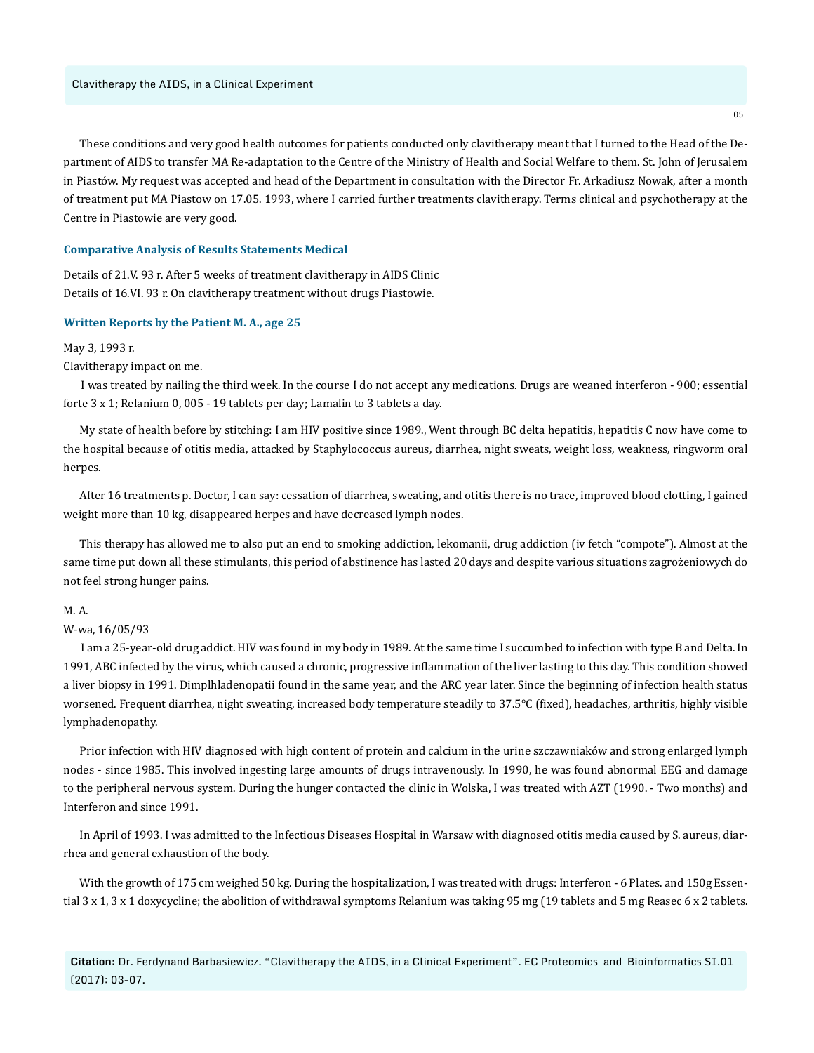These conditions and very good health outcomes for patients conducted only clavitherapy meant that I turned to the Head of the Department of AIDS to transfer MA Re-adaptation to the Centre of the Ministry of Health and Social Welfare to them. St. John of Jerusalem in Piastów. My request was accepted and head of the Department in consultation with the Director Fr. Arkadiusz Nowak, after a month of treatment put MA Piastow on 17.05. 1993, where I carried further treatments clavitherapy. Terms clinical and psychotherapy at the Centre in Piastowie are very good.

### Comparative Analysis of Results Statements Medical

Details of 21.V. 93 r. After 5 weeks of treatment clavitherapy in AIDS Clinic
Details of 16.VI. 93 r. On clavitherapy treatment without drugs Piastowie.

### Written Reports by the Patient M. A., age 25

May 3, 1993 r.

Clavitherapy impact on me.

I was treated by nailing the third week. In the course I do not accept any medications. Drugs are weaned interferon - 900; essential forte 3 x 1; Relanium 0, 005 - 19 tablets per day; Lamalin to 3 tablets a day.

My state of health before by stitching: I am HIV positive since 1989., Went through BC delta hepatitis, hepatitis C now have come to the hospital because of otitis media, attacked by Staphylococcus aureus, diarrhea, night sweats, weight loss, weakness, ringworm oral herpes.

After 16 treatments p. Doctor, I can say: cessation of diarrhea, sweating, and otitis there is no trace, improved blood clotting, I gained weight more than 10 kg, disappeared herpes and have decreased lymph nodes.

This therapy has allowed me to also put an end to smoking addiction, lekomanii, drug addiction (iv fetch "compote"). Almost at the same time put down all these stimulants, this period of abstinence has lasted 20 days and despite various situations zagrożeniowych do not feel strong hunger pains.

M. A.

W-wa, 16/05/93

I am a 25-year-old drug addict. HIV was found in my body in 1989. At the same time I succumbed to infection with type B and Delta. In 1991, ABC infected by the virus, which caused a chronic, progressive inflammation of the liver lasting to this day. This condition showed a liver biopsy in 1991. Dimplhladenopatii found in the same year, and the ARC year later. Since the beginning of infection health status worsened. Frequent diarrhea, night sweating, increased body temperature steadily to 37.5°C (fixed), headaches, arthritis, highly visible lymphadenopathy.

Prior infection with HIV diagnosed with high content of protein and calcium in the urine szczawniaków and strong enlarged lymph nodes - since 1985. This involved ingesting large amounts of drugs intravenously. In 1990, he was found abnormal EEG and damage to the peripheral nervous system. During the hunger contacted the clinic in Wolska, I was treated with AZT (1990. - Two months) and Interferon and since 1991.

In April of 1993. I was admitted to the Infectious Diseases Hospital in Warsaw with diagnosed otitis media caused by S. aureus, diarrhea and general exhaustion of the body.

With the growth of 175 cm weighed 50 kg. During the hospitalization, I was treated with drugs: Interferon - 6 Plates. and 150g Essential 3 x 1, 3 x 1 doxycycline; the abolition of withdrawal symptoms Relanium was taking 95 mg (19 tablets and 5 mg Reasec 6 x 2 tablets.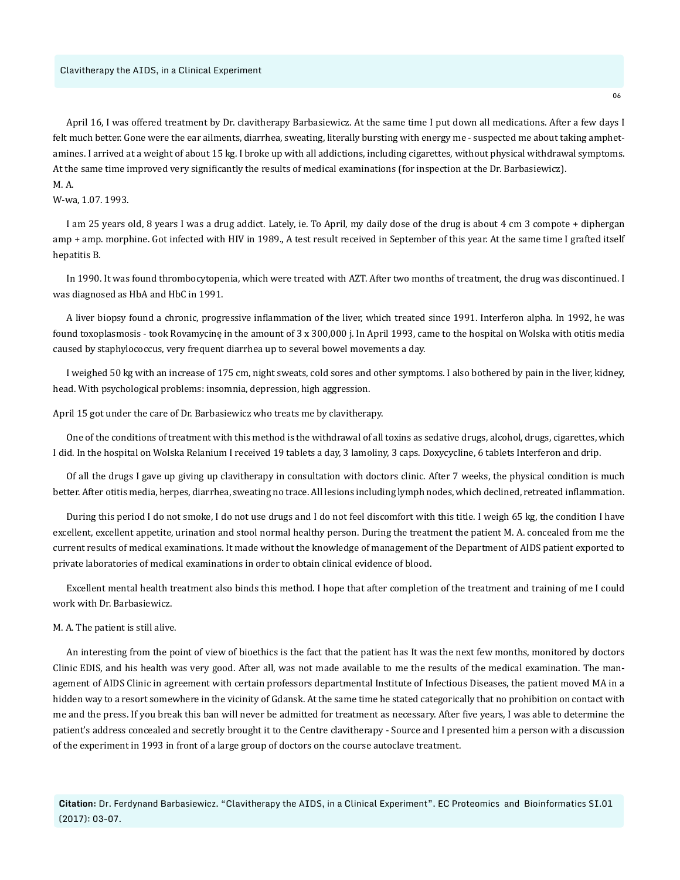April 16, I was offered treatment by Dr. clavitherapy Barbasiewicz. At the same time I put down all medications. After a few days I felt much better. Gone were the ear ailments, diarrhea, sweating, literally bursting with energy me - suspected me about taking amphetamines. I arrived at a weight of about 15 kg. I broke up with all addictions, including cigarettes, without physical withdrawal symptoms. At the same time improved very significantly the results of medical examinations (for inspection at the Dr. Barbasiewicz).

M. A.

W-wa, 1.07. 1993.

I am 25 years old, 8 years I was a drug addict. Lately, ie. To April, my daily dose of the drug is about 4 cm 3 compote + diphergan amp + amp. morphine. Got infected with HIV in 1989., A test result received in September of this year. At the same time I grafted itself hepatitis B.

In 1990. It was found thrombocytopenia, which were treated with AZT. After two months of treatment, the drug was discontinued. I was diagnosed as HbA and HbC in 1991.

A liver biopsy found a chronic, progressive inflammation of the liver, which treated since 1991. Interferon alpha. In 1992, he was found toxoplasmosis - took Rovamycinę in the amount of 3 x 300,000 j. In April 1993, came to the hospital on Wolska with otitis media caused by staphylococcus, very frequent diarrhea up to several bowel movements a day.

I weighed 50 kg with an increase of 175 cm, night sweats, cold sores and other symptoms. I also bothered by pain in the liver, kidney, head. With psychological problems: insomnia, depression, high aggression.

April 15 got under the care of Dr. Barbasiewicz who treats me by clavitherapy.

One of the conditions of treatment with this method is the withdrawal of all toxins as sedative drugs, alcohol, drugs, cigarettes, which I did. In the hospital on Wolska Relanium I received 19 tablets a day, 3 lamoliny, 3 caps. Doxycycline, 6 tablets Interferon and drip.

Of all the drugs I gave up giving up clavitherapy in consultation with doctors clinic. After 7 weeks, the physical condition is much better. After otitis media, herpes, diarrhea, sweating no trace. All lesions including lymph nodes, which declined, retreated inflammation.

During this period I do not smoke, I do not use drugs and I do not feel discomfort with this title. I weigh 65 kg, the condition I have excellent, excellent appetite, urination and stool normal healthy person. During the treatment the patient M. A. concealed from me the current results of medical examinations. It made without the knowledge of management of the Department of AIDS patient exported to private laboratories of medical examinations in order to obtain clinical evidence of blood.

Excellent mental health treatment also binds this method. I hope that after completion of the treatment and training of me I could work with Dr. Barbasiewicz.

M. A. The patient is still alive.

An interesting from the point of view of bioethics is the fact that the patient has It was the next few months, monitored by doctors Clinic EDIS, and his health was very good. After all, was not made available to me the results of the medical examination. The management of AIDS Clinic in agreement with certain professors departmental Institute of Infectious Diseases, the patient moved MA in a hidden way to a resort somewhere in the vicinity of Gdansk. At the same time he stated categorically that no prohibition on contact with me and the press. If you break this ban will never be admitted for treatment as necessary. After five years, I was able to determine the patient's address concealed and secretly brought it to the Centre clavitherapy - Source and I presented him a person with a discussion of the experiment in 1993 in front of a large group of doctors on the course autoclave treatment.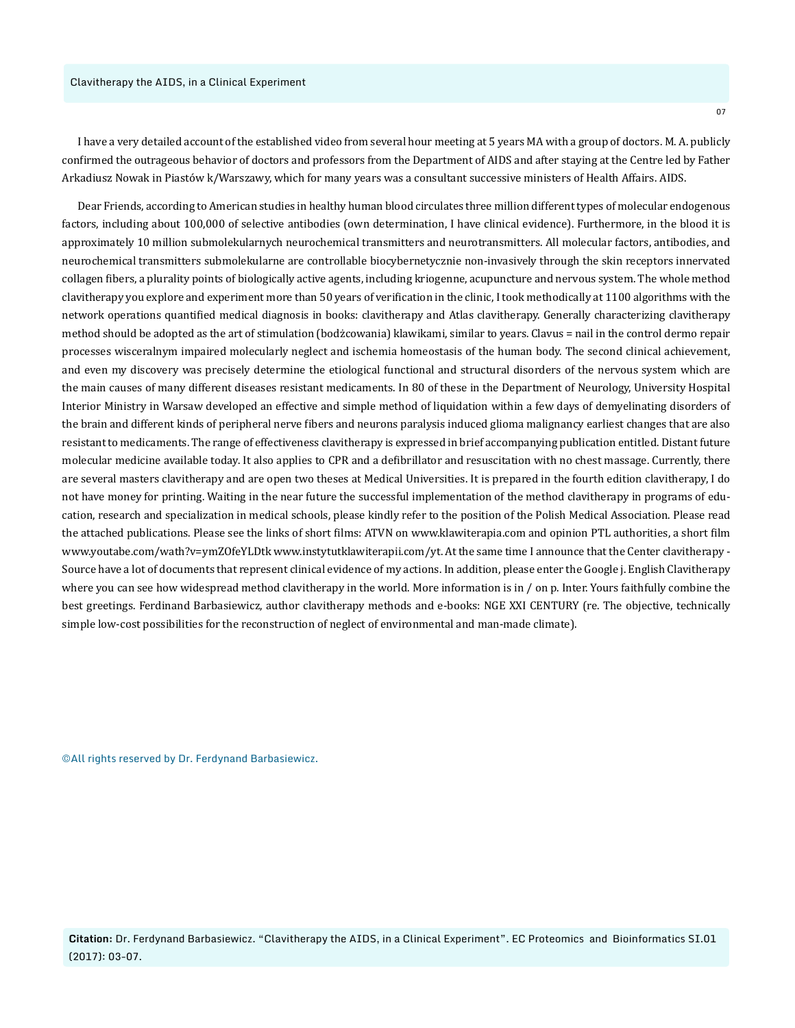I have a very detailed account of the established video from several hour meeting at 5 years MA with a group of doctors. M. A. publicly confirmed the outrageous behavior of doctors and professors from the Department of AIDS and after staying at the Centre led by Father Arkadiusz Nowak in Piastów k/Warszawy, which for many years was a consultant successive ministers of Health Affairs. AIDS.

Dear Friends, according to American studies in healthy human blood circulates three million different types of molecular endogenous factors, including about 100,000 of selective antibodies (own determination, I have clinical evidence). Furthermore, in the blood it is approximately 10 million submolekularnych neurochemical transmitters and neurotransmitters. All molecular factors, antibodies, and neurochemical transmitters submolekularne are controllable biocybernetycznie non-invasively through the skin receptors innervated collagen fibers, a plurality points of biologically active agents, including kriogenne, acupuncture and nervous system. The whole method clavitherapy you explore and experiment more than 50 years of verification in the clinic, I took methodically at 1100 algorithms with the network operations quantified medical diagnosis in books: clavitherapy and Atlas clavitherapy. Generally characterizing clavitherapy method should be adopted as the art of stimulation (bodźcowania) klawikami, similar to years. Clavus = nail in the control dermo repair processes wisceralnym impaired molecularly neglect and ischemia homeostasis of the human body. The second clinical achievement, and even my discovery was precisely determine the etiological functional and structural disorders of the nervous system which are the main causes of many different diseases resistant medicaments. In 80 of these in the Department of Neurology, University Hospital Interior Ministry in Warsaw developed an effective and simple method of liquidation within a few days of demyelinating disorders of the brain and different kinds of peripheral nerve fibers and neurons paralysis induced glioma malignancy earliest changes that are also resistant to medicaments. The range of effectiveness clavitherapy is expressed in brief accompanying publication entitled. Distant future molecular medicine available today. It also applies to CPR and a defibrillator and resuscitation with no chest massage. Currently, there are several masters clavitherapy and are open two theses at Medical Universities. It is prepared in the fourth edition clavitherapy, I do not have money for printing. Waiting in the near future the successful implementation of the method clavitherapy in programs of education, research and specialization in medical schools, please kindly refer to the position of the Polish Medical Association. Please read the attached publications. Please see the links of short films: ATVN on www.klawiterapia.com and opinion PTL authorities, a short film www.youtabe.com/wath?v=ymZOfeYLDtk www.instytutklawiterapii.com/yt. At the same time I announce that the Center clavitherapy - Source have a lot of documents that represent clinical evidence of my actions. In addition, please enter the Google j. English Clavitherapy where you can see how widespread method clavitherapy in the world. More information is in / on p. Inter. Yours faithfully combine the best greetings. Ferdinand Barbasiewicz, author clavitherapy methods and e-books: NGE XXI CENTURY (re. The objective, technically simple low-cost possibilities for the reconstruction of neglect of environmental and man-made climate).

©All rights reserved by Dr. Ferdynand Barbasiewicz.